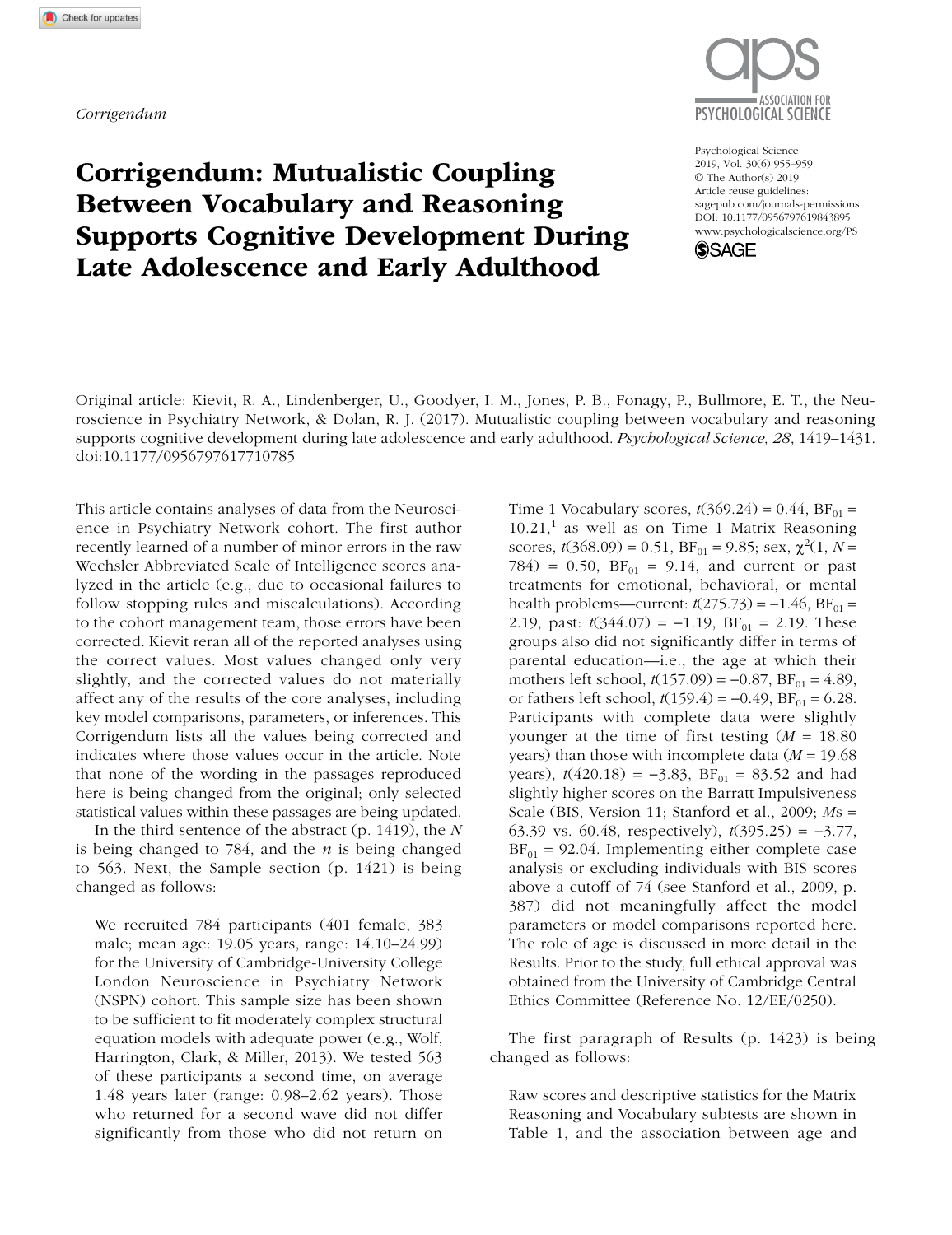*Corrigendum*

# Corrigendum: Mutualistic Coupling Between Vocabulary and Reasoning Supports Cognitive Development During Late Adolescence and Early Adulthood

Psychological Science
2019, Vol. 30(6) 955–959
© The Author(s) 2019
Article reuse guidelines: sagepub.com/journals-permissions
DOI: 10.1177/0956797619843895
www.psychologicalscience.org/PS

Original article: Kievit, R. A., Lindenberger, U., Goodyer, I. M., Jones, P. B., Fonagy, P., Bullmore, E. T., the Neuroscience in Psychiatry Network, & Dolan, R. J. (2017). Mutualistic coupling between vocabulary and reasoning supports cognitive development during late adolescence and early adulthood. *Psychological Science, 28*, 1419–1431. doi:10.1177/0956797617710785

This article contains analyses of data from the Neuroscience in Psychiatry Network cohort. The first author recently learned of a number of minor errors in the raw Wechsler Abbreviated Scale of Intelligence scores analyzed in the article (e.g., due to occasional failures to follow stopping rules and miscalculations). According to the cohort management team, those errors have been corrected. Kievit reran all of the reported analyses using the correct values. Most values changed only very slightly, and the corrected values do not materially affect any of the results of the core analyses, including key model comparisons, parameters, or inferences. This Corrigendum lists all the values being corrected and indicates where those values occur in the article. Note that none of the wording in the passages reproduced here is being changed from the original; only selected statistical values within these passages are being updated.

In the third sentence of the abstract (p. 1419), the *N* is being changed to 784, and the *n* is being changed to 563. Next, the Sample section (p. 1421) is being changed as follows:

> We recruited 784 participants (401 female, 383 male; mean age: 19.05 years, range: 14.10–24.99) for the University of Cambridge-University College London Neuroscience in Psychiatry Network (NSPN) cohort. This sample size has been shown to be sufficient to fit moderately complex structural equation models with adequate power (e.g., Wolf, Harrington, Clark, & Miller, 2013). We tested 563 of these participants a second time, on average 1.48 years later (range: 0.98–2.62 years). Those who returned for a second wave did not differ significantly from those who did not return on Time 1 Vocabulary scores, $t(369.24) = 0.44$, $BF_{01} = 10.21$,[1] as well as on Time 1 Matrix Reasoning scores, $t(368.09) = 0.51$, $BF_{01} = 9.85$; sex, $\chi^2(1, N = 784) = 0.50$, $BF_{01} = 9.14$, and current or past treatments for emotional, behavioral, or mental health problems—current: $t(275.73) = -1.46$, $BF_{01} = 2.19$, past: $t(344.07) = -1.19$, $BF_{01} = 2.19$. These groups also did not significantly differ in terms of parental education—i.e., the age at which their mothers left school, $t(157.09) = -0.87$, $BF_{01} = 4.89$, or fathers left school, $t(159.4) = -0.49$, $BF_{01} = 6.28$. Participants with complete data were slightly younger at the time of first testing ($M = 18.80$ years) than those with incomplete data ($M = 19.68$ years), $t(420.18) = -3.83$, $BF_{01} = 83.52$ and had slightly higher scores on the Barratt Impulsiveness Scale (BIS, Version 11; Stanford et al., 2009; *M*s = 63.39 vs. 60.48, respectively), $t(395.25) = -3.77$, $BF_{01} = 92.04$. Implementing either complete case analysis or excluding individuals with BIS scores above a cutoff of 74 (see Stanford et al., 2009, p. 387) did not meaningfully affect the model parameters or model comparisons reported here. The role of age is discussed in more detail in the Results. Prior to the study, full ethical approval was obtained from the University of Cambridge Central Ethics Committee (Reference No. 12/EE/0250).

The first paragraph of Results (p. 1423) is being changed as follows:

> Raw scores and descriptive statistics for the Matrix Reasoning and Vocabulary subtests are shown in Table 1, and the association between age and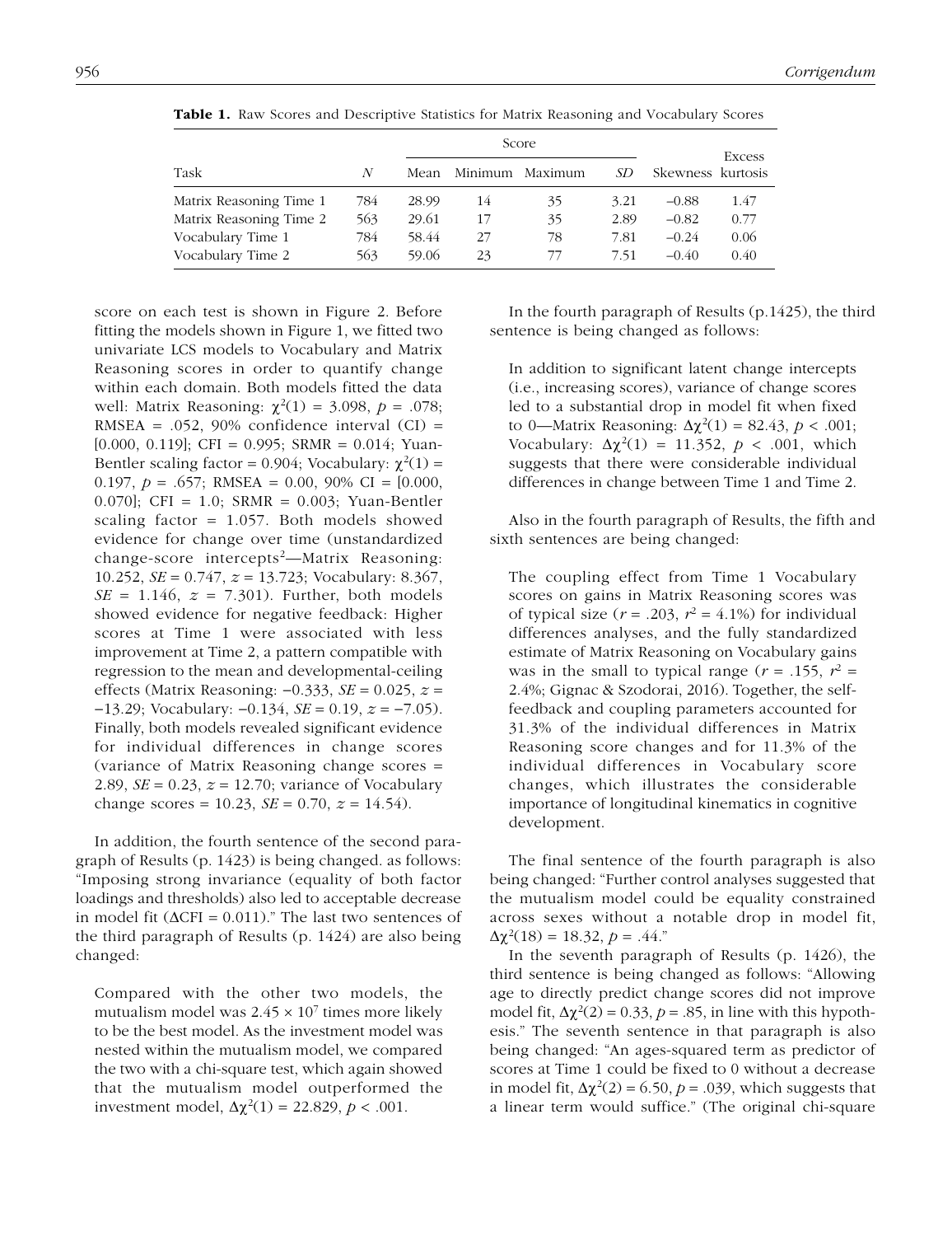**Table 1.** Raw Scores and Descriptive Statistics for Matrix Reasoning and Vocabulary Scores

| Task | *N* | Score | | | | | Excess |
|---|---|---|---|---|---|---|---|
| | | Mean | Minimum | Maximum | *SD* | Skewness | kurtosis |
| Matrix Reasoning Time 1 | 784 | 28.99 | 14 | 35 | 3.21 | −0.88 | 1.47 |
| Matrix Reasoning Time 2 | 563 | 29.61 | 17 | 35 | 2.89 | −0.82 | 0.77 |
| Vocabulary Time 1 | 784 | 58.44 | 27 | 78 | 7.81 | −0.24 | 0.06 |
| Vocabulary Time 2 | 563 | 59.06 | 23 | 77 | 7.51 | −0.40 | 0.40 |

score on each test is shown in Figure 2. Before fitting the models shown in Figure 1, we fitted two univariate LCS models to Vocabulary and Matrix Reasoning scores in order to quantify change within each domain. Both models fitted the data well: Matrix Reasoning: $\chi^2(1) = 3.098$, $p = .078$; RMSEA = .052, 90% confidence interval (CI) = [0.000, 0.119]; CFI = 0.995; SRMR = 0.014; Yuan-Bentler scaling factor = 0.904; Vocabulary: $\chi^2(1) = 0.197$, $p = .657$; RMSEA = 0.00, 90% CI = [0.000, 0.070]; CFI = 1.0; SRMR = 0.003; Yuan-Bentler scaling factor = 1.057. Both models showed evidence for change over time (unstandardized change-score intercepts[2]—Matrix Reasoning: 10.252, *SE* = 0.747, *z* = 13.723; Vocabulary: 8.367, *SE* = 1.146, *z* = 7.301). Further, both models showed evidence for negative feedback: Higher scores at Time 1 were associated with less improvement at Time 2, a pattern compatible with regression to the mean and developmental-ceiling effects (Matrix Reasoning: −0.333, *SE* = 0.025, *z* = −13.29; Vocabulary: −0.134, *SE* = 0.19, *z* = −7.05). Finally, both models revealed significant evidence for individual differences in change scores (variance of Matrix Reasoning change scores = 2.89, *SE* = 0.23, *z* = 12.70; variance of Vocabulary change scores = 10.23, *SE* = 0.70, *z* = 14.54).

In addition, the fourth sentence of the second paragraph of Results (p. 1423) is being changed. as follows: "Imposing strong invariance (equality of both factor loadings and thresholds) also led to acceptable decrease in model fit ($\Delta$CFI = 0.011)." The last two sentences of the third paragraph of Results (p. 1424) are also being changed:

> Compared with the other two models, the mutualism model was $2.45 \times 10^7$ times more likely to be the best model. As the investment model was nested within the mutualism model, we compared the two with a chi-square test, which again showed that the mutualism model outperformed the investment model, $\Delta\chi^2(1) = 22.829$, $p < .001$.

In the fourth paragraph of Results (p.1425), the third sentence is being changed as follows:

> In addition to significant latent change intercepts (i.e., increasing scores), variance of change scores led to a substantial drop in model fit when fixed to 0—Matrix Reasoning: $\Delta\chi^2(1) = 82.43$, $p < .001$; Vocabulary: $\Delta\chi^2(1) = 11.352$, $p < .001$, which suggests that there were considerable individual differences in change between Time 1 and Time 2.

Also in the fourth paragraph of Results, the fifth and sixth sentences are being changed:

> The coupling effect from Time 1 Vocabulary scores on gains in Matrix Reasoning scores was of typical size ($r = .203$, $r^2 = 4.1\%$) for individual differences analyses, and the fully standardized estimate of Matrix Reasoning on Vocabulary gains was in the small to typical range ($r = .155$, $r^2 = 2.4\%$; Gignac & Szodorai, 2016). Together, the self-feedback and coupling parameters accounted for 31.3% of the individual differences in Matrix Reasoning score changes and for 11.3% of the individual differences in Vocabulary score changes, which illustrates the considerable importance of longitudinal kinematics in cognitive development.

The final sentence of the fourth paragraph is also being changed: "Further control analyses suggested that the mutualism model could be equality constrained across sexes without a notable drop in model fit, $\Delta\chi^2(18) = 18.32$, $p = .44$."

In the seventh paragraph of Results (p. 1426), the third sentence is being changed as follows: "Allowing age to directly predict change scores did not improve model fit, $\Delta\chi^2(2) = 0.33$, $p = .85$, in line with this hypothesis." The seventh sentence in that paragraph is also being changed: "An ages-squared term as predictor of scores at Time 1 could be fixed to 0 without a decrease in model fit, $\Delta\chi^2(2) = 6.50$, $p = .039$, which suggests that a linear term would suffice." (The original chi-square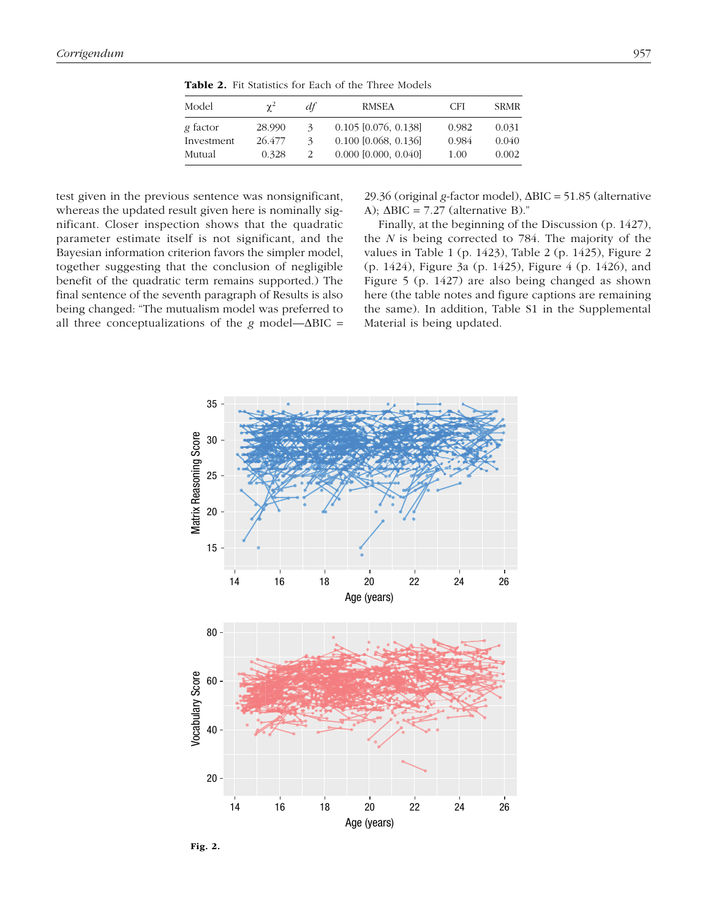**Table 2.** Fit Statistics for Each of the Three Models

| Model | $\chi^2$ | *df* | RMSEA | CFI | SRMR |
|---|---|---|---|---|---|
| *g* factor | 28.990 | 3 | 0.105 [0.076, 0.138] | 0.982 | 0.031 |
| Investment | 26.477 | 3 | 0.100 [0.068, 0.136] | 0.984 | 0.040 |
| Mutual | 0.328 | 2 | 0.000 [0.000, 0.040] | 1.00 | 0.002 |

test given in the previous sentence was nonsignificant, whereas the updated result given here is nominally significant. Closer inspection shows that the quadratic parameter estimate itself is not significant, and the Bayesian information criterion favors the simpler model, together suggesting that the conclusion of negligible benefit of the quadratic term remains supported.) The final sentence of the seventh paragraph of Results is also being changed: "The mutualism model was preferred to all three conceptualizations of the *g* model—ΔBIC = 29.36 (original *g*-factor model), ΔBIC = 51.85 (alternative A); ΔBIC = 7.27 (alternative B)."

Finally, at the beginning of the Discussion (p. 1427), the *N* is being corrected to 784. The majority of the values in Table 1 (p. 1423), Table 2 (p. 1425), Figure 2 (p. 1424), Figure 3a (p. 1425), Figure 4 (p. 1426), and Figure 5 (p. 1427) are also being changed as shown here (the table notes and figure captions are remaining the same). In addition, Table S1 in the Supplemental Material is being updated.

**Fig. 2.**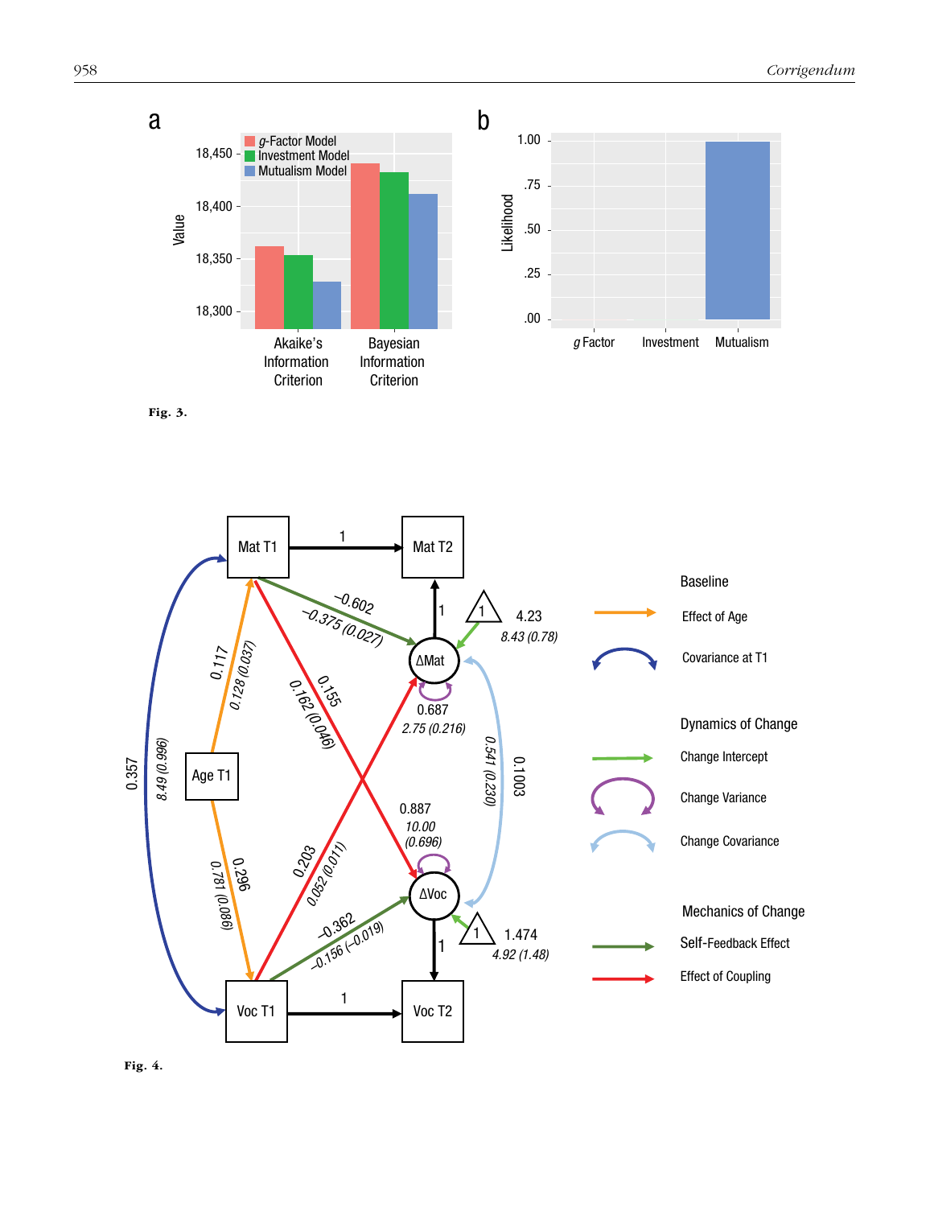**Fig. 3.**

**Fig. 4.**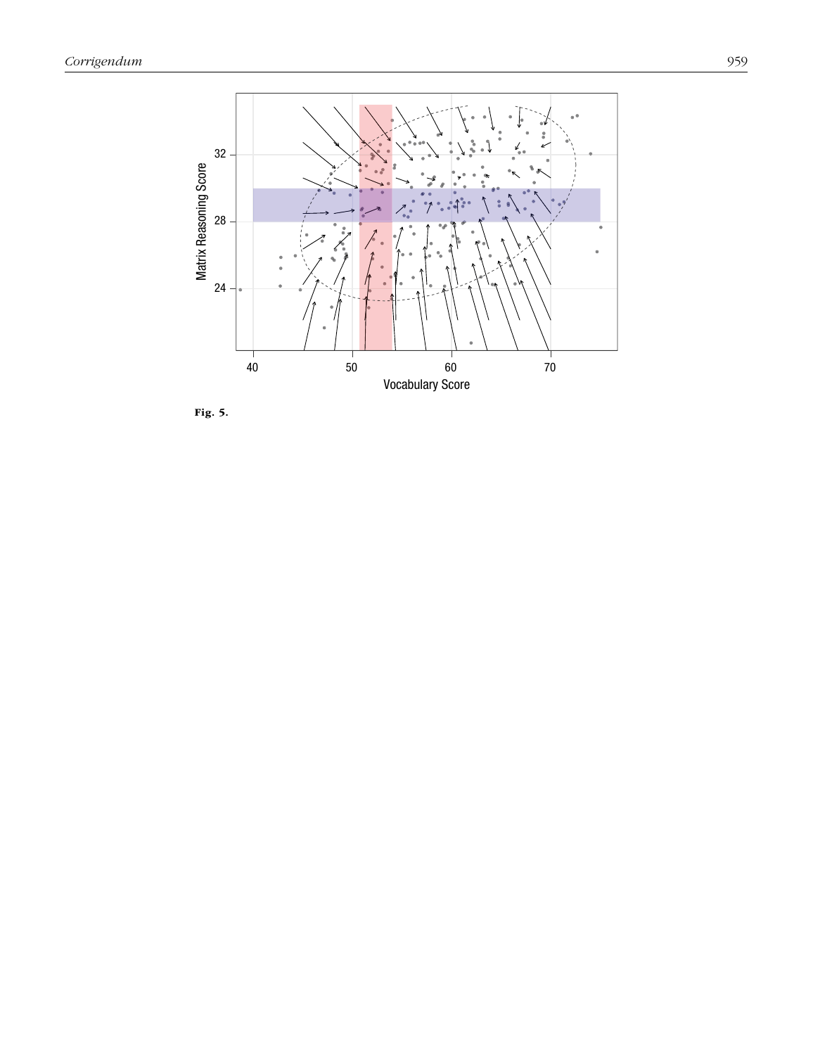Matrix Reasoning Score

32

28

24

40

50

60

70

Vocabulary Score

**Fig. 5.**